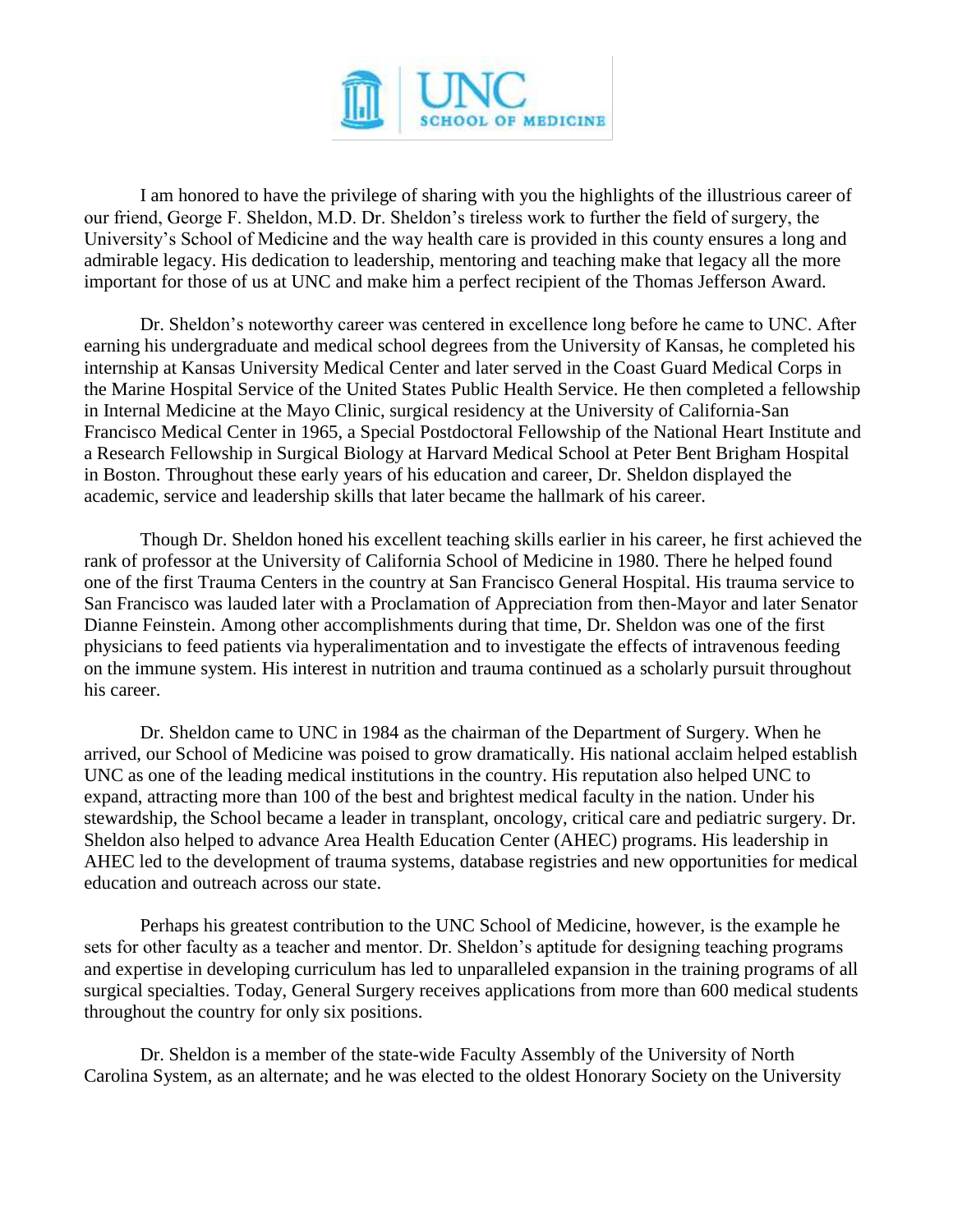UNC SCHOOL OF MEDICINE

I am honored to have the privilege of sharing with you the highlights of the illustrious career of our friend, George F. Sheldon, M.D. Dr. Sheldon's tireless work to further the field of surgery, the University's School of Medicine and the way health care is provided in this county ensures a long and admirable legacy. His dedication to leadership, mentoring and teaching make that legacy all the more important for those of us at UNC and make him a perfect recipient of the Thomas Jefferson Award.

Dr. Sheldon's noteworthy career was centered in excellence long before he came to UNC. After earning his undergraduate and medical school degrees from the University of Kansas, he completed his internship at Kansas University Medical Center and later served in the Coast Guard Medical Corps in the Marine Hospital Service of the United States Public Health Service. He then completed a fellowship in Internal Medicine at the Mayo Clinic, surgical residency at the University of California-San Francisco Medical Center in 1965, a Special Postdoctoral Fellowship of the National Heart Institute and a Research Fellowship in Surgical Biology at Harvard Medical School at Peter Bent Brigham Hospital in Boston. Throughout these early years of his education and career, Dr. Sheldon displayed the academic, service and leadership skills that later became the hallmark of his career.

Though Dr. Sheldon honed his excellent teaching skills earlier in his career, he first achieved the rank of professor at the University of California School of Medicine in 1980. There he helped found one of the first Trauma Centers in the country at San Francisco General Hospital. His trauma service to San Francisco was lauded later with a Proclamation of Appreciation from then-Mayor and later Senator Dianne Feinstein. Among other accomplishments during that time, Dr. Sheldon was one of the first physicians to feed patients via hyperalimentation and to investigate the effects of intravenous feeding on the immune system. His interest in nutrition and trauma continued as a scholarly pursuit throughout his career.

Dr. Sheldon came to UNC in 1984 as the chairman of the Department of Surgery. When he arrived, our School of Medicine was poised to grow dramatically. His national acclaim helped establish UNC as one of the leading medical institutions in the country. His reputation also helped UNC to expand, attracting more than 100 of the best and brightest medical faculty in the nation. Under his stewardship, the School became a leader in transplant, oncology, critical care and pediatric surgery. Dr. Sheldon also helped to advance Area Health Education Center (AHEC) programs. His leadership in AHEC led to the development of trauma systems, database registries and new opportunities for medical education and outreach across our state.

Perhaps his greatest contribution to the UNC School of Medicine, however, is the example he sets for other faculty as a teacher and mentor. Dr. Sheldon's aptitude for designing teaching programs and expertise in developing curriculum has led to unparalleled expansion in the training programs of all surgical specialties. Today, General Surgery receives applications from more than 600 medical students throughout the country for only six positions.

Dr. Sheldon is a member of the state-wide Faculty Assembly of the University of North Carolina System, as an alternate; and he was elected to the oldest Honorary Society on the University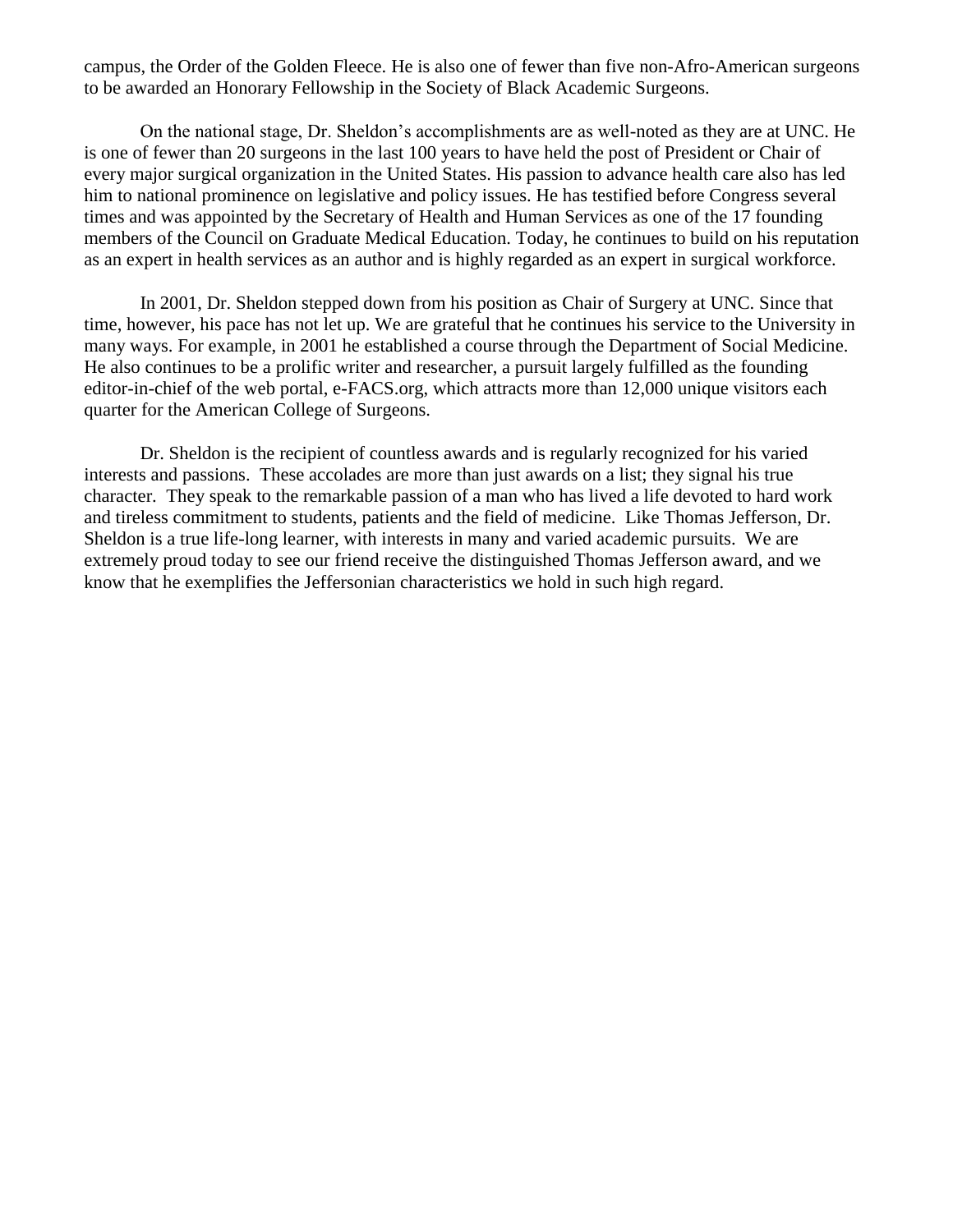campus, the Order of the Golden Fleece. He is also one of fewer than five non-Afro-American surgeons to be awarded an Honorary Fellowship in the Society of Black Academic Surgeons.

On the national stage, Dr. Sheldon's accomplishments are as well-noted as they are at UNC. He is one of fewer than 20 surgeons in the last 100 years to have held the post of President or Chair of every major surgical organization in the United States. His passion to advance health care also has led him to national prominence on legislative and policy issues. He has testified before Congress several times and was appointed by the Secretary of Health and Human Services as one of the 17 founding members of the Council on Graduate Medical Education. Today, he continues to build on his reputation as an expert in health services as an author and is highly regarded as an expert in surgical workforce.

In 2001, Dr. Sheldon stepped down from his position as Chair of Surgery at UNC. Since that time, however, his pace has not let up. We are grateful that he continues his service to the University in many ways. For example, in 2001 he established a course through the Department of Social Medicine. He also continues to be a prolific writer and researcher, a pursuit largely fulfilled as the founding editor-in-chief of the web portal, e-FACS.org, which attracts more than 12,000 unique visitors each quarter for the American College of Surgeons.

Dr. Sheldon is the recipient of countless awards and is regularly recognized for his varied interests and passions. These accolades are more than just awards on a list; they signal his true character. They speak to the remarkable passion of a man who has lived a life devoted to hard work and tireless commitment to students, patients and the field of medicine. Like Thomas Jefferson, Dr. Sheldon is a true life-long learner, with interests in many and varied academic pursuits. We are extremely proud today to see our friend receive the distinguished Thomas Jefferson award, and we know that he exemplifies the Jeffersonian characteristics we hold in such high regard.